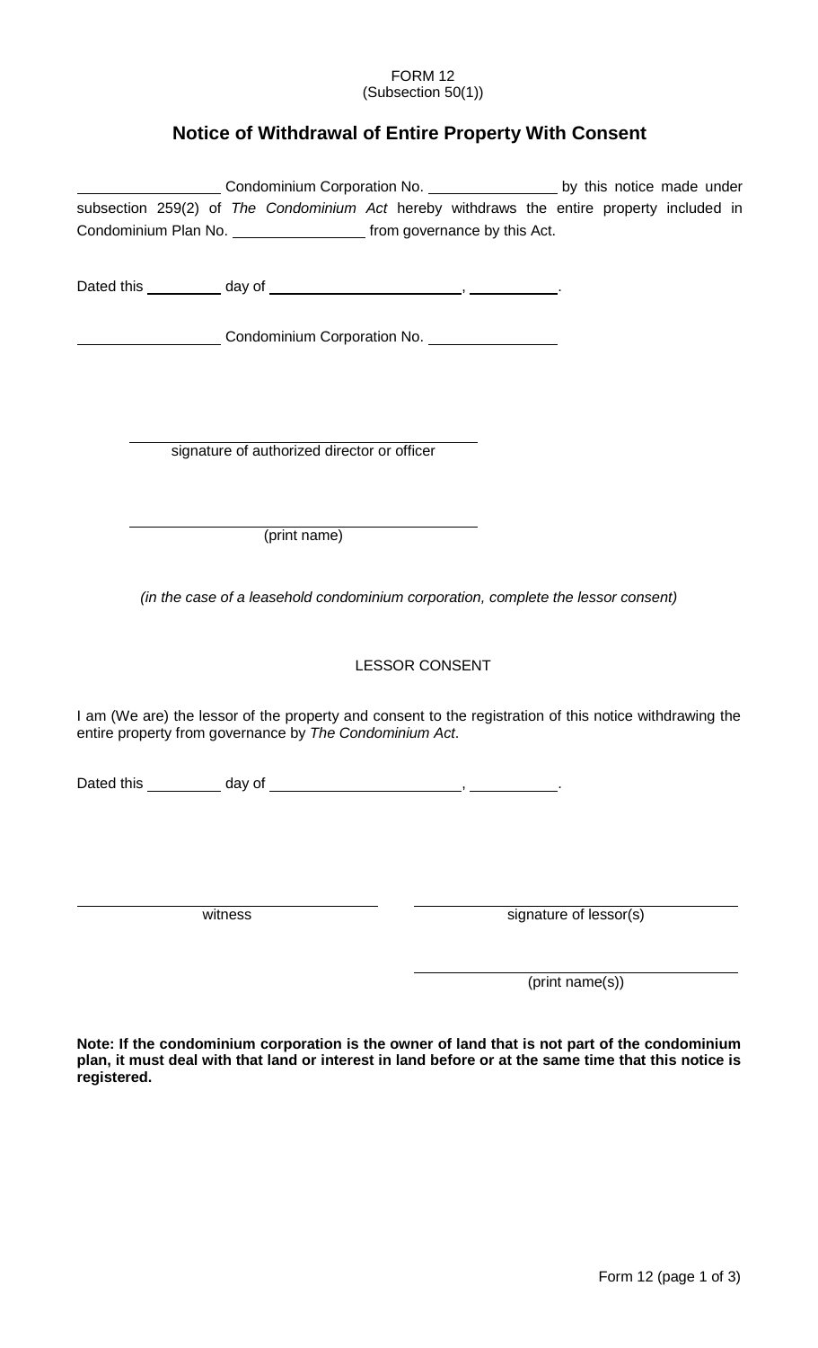FORM 12
(Subsection 50(1))

# Notice of Withdrawal of Entire Property With Consent

__________________ Condominium Corporation No. ________________ by this notice made under subsection 259(2) of *The Condominium Act* hereby withdraws the entire property included in Condominium Plan No. ________________ from governance by this Act.

Dated this __________ day of ________________________, ___________.

__________________ Condominium Corporation No. ________________

______________________________________
signature of authorized director or officer

______________________________________
(print name)

*(in the case of a leasehold condominium corporation, complete the lessor consent)*

LESSOR CONSENT

I am (We are) the lessor of the property and consent to the registration of this notice withdrawing the entire property from governance by *The Condominium Act*.

Dated this __________ day of ________________________, ___________.

______________________________________ witness

______________________________________ signature of lessor(s)

______________________________________ (print name(s))

**Note: If the condominium corporation is the owner of land that is not part of the condominium plan, it must deal with that land or interest in land before or at the same time that this notice is registered.**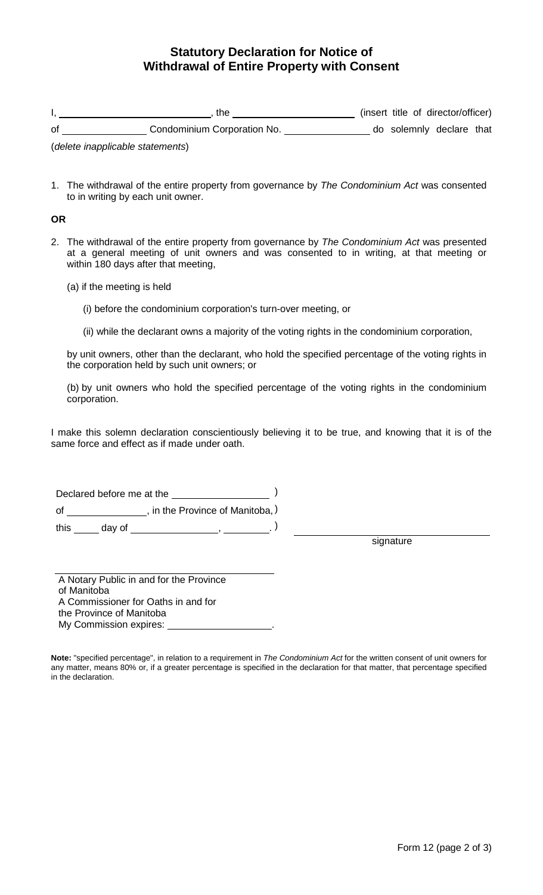# Statutory Declaration for Notice of Withdrawal of Entire Property with Consent

I, ____________________________, the ________________________ (insert title of director/officer) of ________________ Condominium Corporation No. ________________ do solemnly declare that (*delete inapplicable statements*)

1. The withdrawal of the entire property from governance by *The Condominium Act* was consented to in writing by each unit owner.

**OR**

2. The withdrawal of the entire property from governance by *The Condominium Act* was presented at a general meeting of unit owners and was consented to in writing, at that meeting or within 180 days after that meeting,

   (a) if the meeting is held

   (i) before the condominium corporation's turn-over meeting, or

   (ii) while the declarant owns a majority of the voting rights in the condominium corporation,

   by unit owners, other than the declarant, who hold the specified percentage of the voting rights in the corporation held by such unit owners; or

   (b) by unit owners who hold the specified percentage of the voting rights in the condominium corporation.

I make this solemn declaration conscientiously believing it to be true, and knowing that it is of the same force and effect as if made under oath.

Declared before me at the __________________ )
of _______________, in the Province of Manitoba, )
this _____ day of ________________, _________. )

____________________________________
signature

____________________________________
A Notary Public in and for the Province of Manitoba
A Commissioner for Oaths in and for the Province of Manitoba
My Commission expires: ____________________.

**Note:** "specified percentage", in relation to a requirement in *The Condominium Act* for the written consent of unit owners for any matter, means 80% or, if a greater percentage is specified in the declaration for that matter, that percentage specified in the declaration.

Form 12 (page 2 of 3)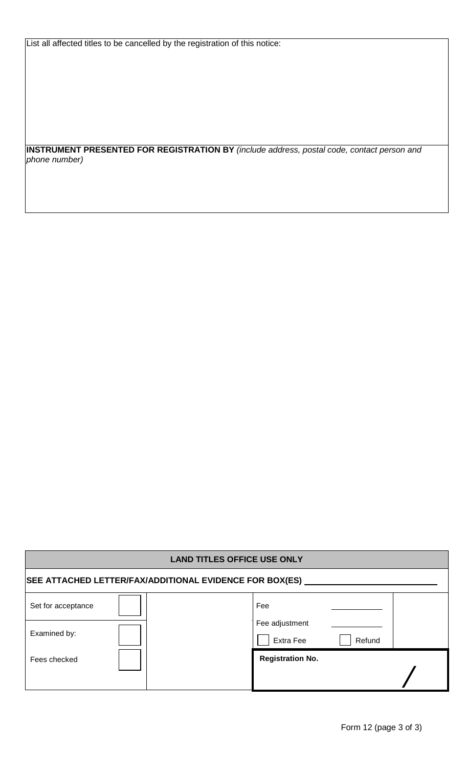List all affected titles to be cancelled by the registration of this notice:

**INSTRUMENT PRESENTED FOR REGISTRATION BY** *(include address, postal code, contact person and phone number)*

| **LAND TITLES OFFICE USE ONLY** | | | |
|---|---|---|---|
| **SEE ATTACHED LETTER/FAX/ADDITIONAL EVIDENCE FOR BOX(ES)** _______________ | | | |
| Set for acceptance ☐ | | Fee _______ | |
| Examined by: ☐ | | Fee adjustment _______ ☐ Extra Fee ☐ Refund | |
| Fees checked ☐ | | **Registration No.** / | |